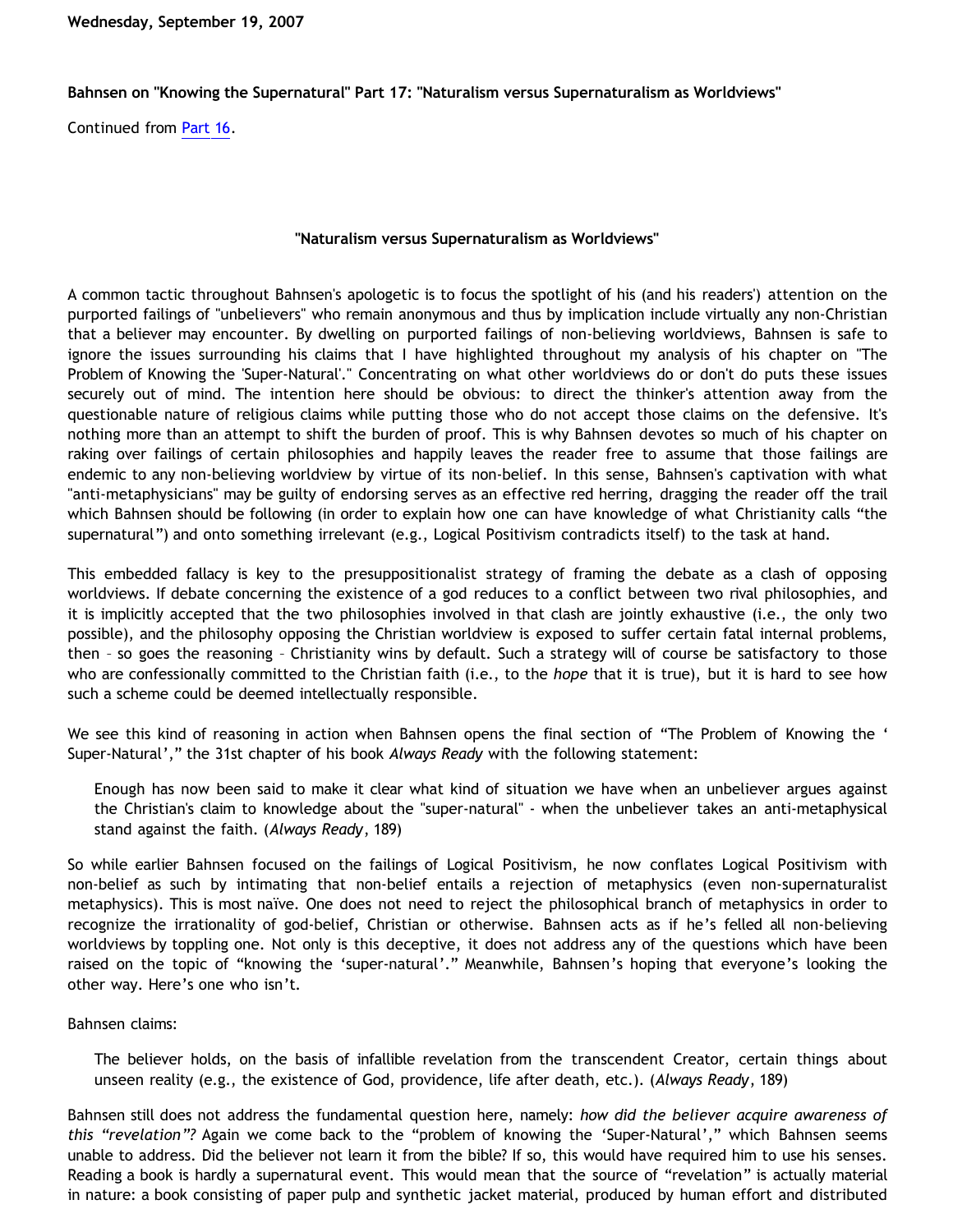Wednesday, September 19, 2007

**Bahnsen on "Knowing the Supernatural" Part 17: "Naturalism versus Supernaturalism as Worldviews"**

Continued from Part 16.

**"Naturalism versus Supernaturalism as Worldviews"**

A common tactic throughout Bahnsen's apologetic is to focus the spotlight of his (and his readers') attention on the purported failings of "unbelievers" who remain anonymous and thus by implication include virtually any non-Christian that a believer may encounter. By dwelling on purported failings of non-believing worldviews, Bahnsen is safe to ignore the issues surrounding his claims that I have highlighted throughout my analysis of his chapter on "The Problem of Knowing the 'Super-Natural'." Concentrating on what other worldviews do or don't do puts these issues securely out of mind. The intention here should be obvious: to direct the thinker's attention away from the questionable nature of religious claims while putting those who do not accept those claims on the defensive. It's nothing more than an attempt to shift the burden of proof. This is why Bahnsen devotes so much of his chapter on raking over failings of certain philosophies and happily leaves the reader free to assume that those failings are endemic to any non-believing worldview by virtue of its non-belief. In this sense, Bahnsen's captivation with what "anti-metaphysicians" may be guilty of endorsing serves as an effective red herring, dragging the reader off the trail which Bahnsen should be following (in order to explain how one can have knowledge of what Christianity calls "the supernatural") and onto something irrelevant (e.g., Logical Positivism contradicts itself) to the task at hand.

This embedded fallacy is key to the presuppositionalist strategy of framing the debate as a clash of opposing worldviews. If debate concerning the existence of a god reduces to a conflict between two rival philosophies, and it is implicitly accepted that the two philosophies involved in that clash are jointly exhaustive (i.e., the only two possible), and the philosophy opposing the Christian worldview is exposed to suffer certain fatal internal problems, then – so goes the reasoning – Christianity wins by default. Such a strategy will of course be satisfactory to those who are confessionally committed to the Christian faith (i.e., to the *hope* that it is true), but it is hard to see how such a scheme could be deemed intellectually responsible.

We see this kind of reasoning in action when Bahnsen opens the final section of "The Problem of Knowing the 'Super-Natural'," the 31st chapter of his book *Always Ready* with the following statement:

> Enough has now been said to make it clear what kind of situation we have when an unbeliever argues against the Christian's claim to knowledge about the "super-natural" - when the unbeliever takes an anti-metaphysical stand against the faith. (*Always Ready*, 189)

So while earlier Bahnsen focused on the failings of Logical Positivism, he now conflates Logical Positivism with non-belief as such by intimating that non-belief entails a rejection of metaphysics (even non-supernaturalist metaphysics). This is most naïve. One does not need to reject the philosophical branch of metaphysics in order to recognize the irrationality of god-belief, Christian or otherwise. Bahnsen acts as if he's felled all non-believing worldviews by toppling one. Not only is this deceptive, it does not address any of the questions which have been raised on the topic of "knowing the 'super-natural'." Meanwhile, Bahnsen's hoping that everyone's looking the other way. Here's one who isn't.

Bahnsen claims:

> The believer holds, on the basis of infallible revelation from the transcendent Creator, certain things about unseen reality (e.g., the existence of God, providence, life after death, etc.). (*Always Ready*, 189)

Bahnsen still does not address the fundamental question here, namely: *how did the believer acquire awareness of this "revelation"?* Again we come back to the "problem of knowing the 'Super-Natural'," which Bahnsen seems unable to address. Did the believer not learn it from the bible? If so, this would have required him to use his senses. Reading a book is hardly a supernatural event. This would mean that the source of "revelation" is actually material in nature: a book consisting of paper pulp and synthetic jacket material, produced by human effort and distributed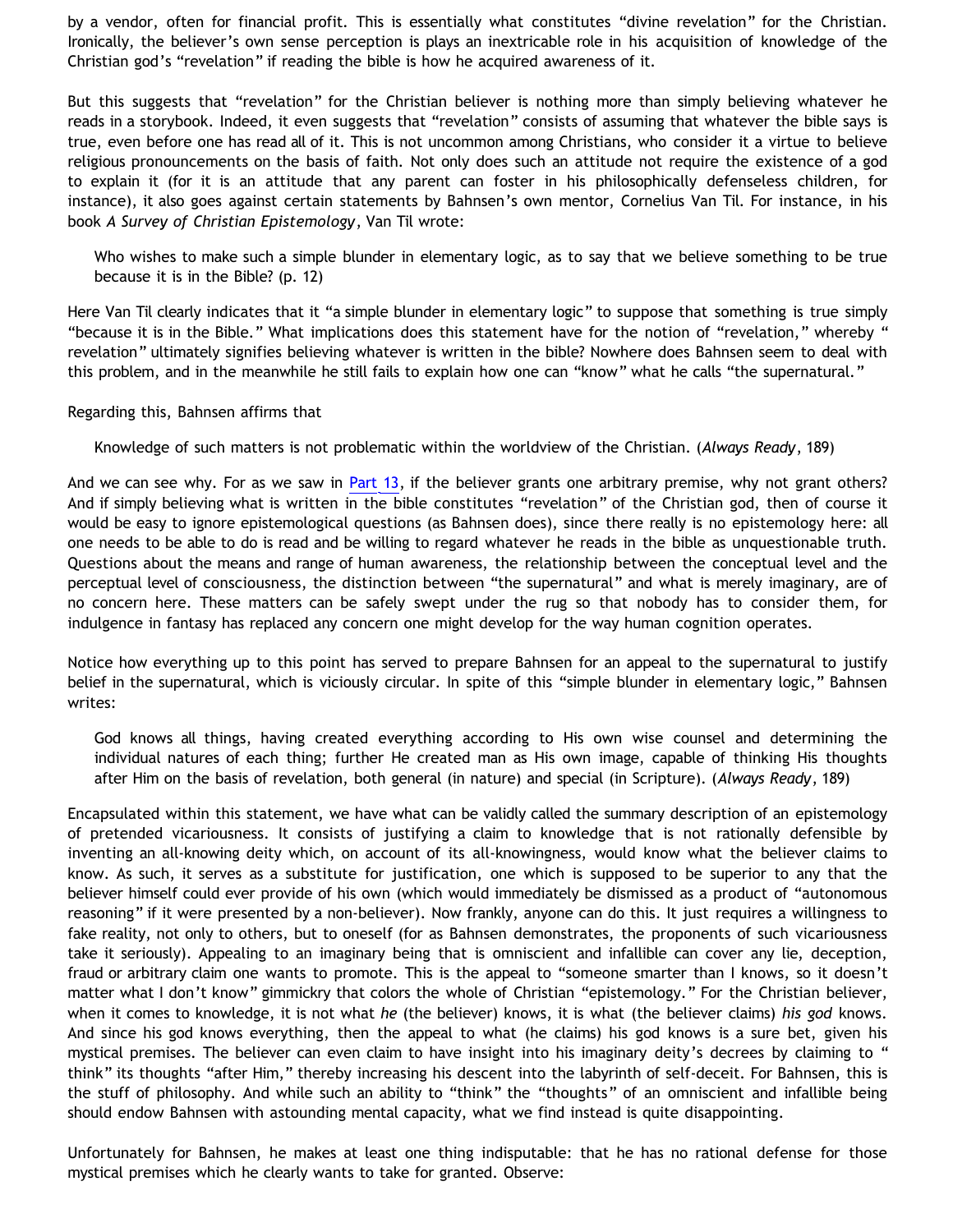by a vendor, often for financial profit. This is essentially what constitutes "divine revelation" for the Christian. Ironically, the believer's own sense perception is plays an inextricable role in his acquisition of knowledge of the Christian god's "revelation" if reading the bible is how he acquired awareness of it.

But this suggests that "revelation" for the Christian believer is nothing more than simply believing whatever he reads in a storybook. Indeed, it even suggests that "revelation" consists of assuming that whatever the bible says is true, even before one has read all of it. This is not uncommon among Christians, who consider it a virtue to believe religious pronouncements on the basis of faith. Not only does such an attitude not require the existence of a god to explain it (for it is an attitude that any parent can foster in his philosophically defenseless children, for instance), it also goes against certain statements by Bahnsen's own mentor, Cornelius Van Til. For instance, in his book *A Survey of Christian Epistemology*, Van Til wrote:

> Who wishes to make such a simple blunder in elementary logic, as to say that we believe something to be true because it is in the Bible? (p. 12)

Here Van Til clearly indicates that it "a simple blunder in elementary logic" to suppose that something is true simply "because it is in the Bible." What implications does this statement have for the notion of "revelation," whereby "revelation" ultimately signifies believing whatever is written in the bible? Nowhere does Bahnsen seem to deal with this problem, and in the meanwhile he still fails to explain how one can "know" what he calls "the supernatural."

Regarding this, Bahnsen affirms that

> Knowledge of such matters is not problematic within the worldview of the Christian. (*Always Ready*, 189)

And we can see why. For as we saw in Part 13, if the believer grants one arbitrary premise, why not grant others? And if simply believing what is written in the bible constitutes "revelation" of the Christian god, then of course it would be easy to ignore epistemological questions (as Bahnsen does), since there really is no epistemology here: all one needs to be able to do is read and be willing to regard whatever he reads in the bible as unquestionable truth. Questions about the means and range of human awareness, the relationship between the conceptual level and the perceptual level of consciousness, the distinction between "the supernatural" and what is merely imaginary, are of no concern here. These matters can be safely swept under the rug so that nobody has to consider them, for indulgence in fantasy has replaced any concern one might develop for the way human cognition operates.

Notice how everything up to this point has served to prepare Bahnsen for an appeal to the supernatural to justify belief in the supernatural, which is viciously circular. In spite of this "simple blunder in elementary logic," Bahnsen writes:

> God knows all things, having created everything according to His own wise counsel and determining the individual natures of each thing; further He created man as His own image, capable of thinking His thoughts after Him on the basis of revelation, both general (in nature) and special (in Scripture). (*Always Ready*, 189)

Encapsulated within this statement, we have what can be validly called the summary description of an epistemology of pretended vicariousness. It consists of justifying a claim to knowledge that is not rationally defensible by inventing an all-knowing deity which, on account of its all-knowingness, would know what the believer claims to know. As such, it serves as a substitute for justification, one which is supposed to be superior to any that the believer himself could ever provide of his own (which would immediately be dismissed as a product of "autonomous reasoning" if it were presented by a non-believer). Now frankly, anyone can do this. It just requires a willingness to fake reality, not only to others, but to oneself (for as Bahnsen demonstrates, the proponents of such vicariousness take it seriously). Appealing to an imaginary being that is omniscient and infallible can cover any lie, deception, fraud or arbitrary claim one wants to promote. This is the appeal to "someone smarter than I knows, so it doesn't matter what I don't know" gimmickry that colors the whole of Christian "epistemology." For the Christian believer, when it comes to knowledge, it is not what *he* (the believer) knows, it is what (the believer claims) *his god* knows. And since his god knows everything, then the appeal to what (he claims) his god knows is a sure bet, given his mystical premises. The believer can even claim to have insight into his imaginary deity's decrees by claiming to "think" its thoughts "after Him," thereby increasing his descent into the labyrinth of self-deceit. For Bahnsen, this is the stuff of philosophy. And while such an ability to "think" the "thoughts" of an omniscient and infallible being should endow Bahnsen with astounding mental capacity, what we find instead is quite disappointing.

Unfortunately for Bahnsen, he makes at least one thing indisputable: that he has no rational defense for those mystical premises which he clearly wants to take for granted. Observe: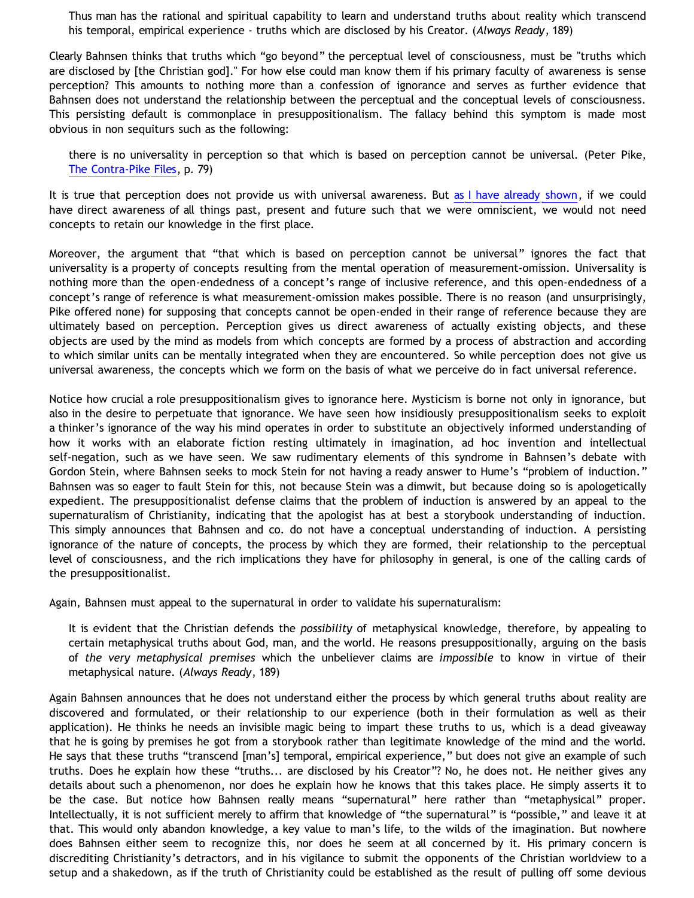> Thus man has the rational and spiritual capability to learn and understand truths about reality which transcend his temporal, empirical experience - truths which are disclosed by his Creator. (*Always Ready*, 189)

Clearly Bahnsen thinks that truths which "go beyond" the perceptual level of consciousness, must be "truths which are disclosed by [the Christian god]." For how else could man know them if his primary faculty of awareness is sense perception? This amounts to nothing more than a confession of ignorance and serves as further evidence that Bahnsen does not understand the relationship between the perceptual and the conceptual levels of consciousness. This persisting default is commonplace in presuppositionalism. The fallacy behind this symptom is made most obvious in non sequiturs such as the following:

> there is no universality in perception so that which is based on perception cannot be universal. (Peter Pike, The Contra-Pike Files, p. 79)

It is true that perception does not provide us with universal awareness. But as I have already shown, if we could have direct awareness of all things past, present and future such that we were omniscient, we would not need concepts to retain our knowledge in the first place.

Moreover, the argument that "that which is based on perception cannot be universal" ignores the fact that universality is a property of concepts resulting from the mental operation of measurement-omission. Universality is nothing more than the open-endedness of a concept's range of inclusive reference, and this open-endedness of a concept's range of reference is what measurement-omission makes possible. There is no reason (and unsurprisingly, Pike offered none) for supposing that concepts cannot be open-ended in their range of reference because they are ultimately based on perception. Perception gives us direct awareness of actually existing objects, and these objects are used by the mind as models from which concepts are formed by a process of abstraction and according to which similar units can be mentally integrated when they are encountered. So while perception does not give us universal awareness, the concepts which we form on the basis of what we perceive do in fact universal reference.

Notice how crucial a role presuppositionalism gives to ignorance here. Mysticism is borne not only in ignorance, but also in the desire to perpetuate that ignorance. We have seen how insidiously presuppositionalism seeks to exploit a thinker's ignorance of the way his mind operates in order to substitute an objectively informed understanding of how it works with an elaborate fiction resting ultimately in imagination, ad hoc invention and intellectual self-negation, such as we have seen. We saw rudimentary elements of this syndrome in Bahnsen's debate with Gordon Stein, where Bahnsen seeks to mock Stein for not having a ready answer to Hume's "problem of induction." Bahnsen was so eager to fault Stein for this, not because Stein was a dimwit, but because doing so is apologetically expedient. The presuppositionalist defense claims that the problem of induction is answered by an appeal to the supernaturalism of Christianity, indicating that the apologist has at best a storybook understanding of induction. This simply announces that Bahnsen and co. do not have a conceptual understanding of induction. A persisting ignorance of the nature of concepts, the process by which they are formed, their relationship to the perceptual level of consciousness, and the rich implications they have for philosophy in general, is one of the calling cards of the presuppositionalist.

Again, Bahnsen must appeal to the supernatural in order to validate his supernaturalism:

> It is evident that the Christian defends the *possibility* of metaphysical knowledge, therefore, by appealing to certain metaphysical truths about God, man, and the world. He reasons presuppositionally, arguing on the basis of *the very metaphysical premises* which the unbeliever claims are *impossible* to know in virtue of their metaphysical nature. (*Always Ready*, 189)

Again Bahnsen announces that he does not understand either the process by which general truths about reality are discovered and formulated, or their relationship to our experience (both in their formulation as well as their application). He thinks he needs an invisible magic being to impart these truths to us, which is a dead giveaway that he is going by premises he got from a storybook rather than legitimate knowledge of the mind and the world. He says that these truths "transcend [man's] temporal, empirical experience," but does not give an example of such truths. Does he explain how these "truths... are disclosed by his Creator"? No, he does not. He neither gives any details about such a phenomenon, nor does he explain how he knows that this takes place. He simply asserts it to be the case. But notice how Bahnsen really means "supernatural" here rather than "metaphysical" proper. Intellectually, it is not sufficient merely to affirm that knowledge of "the supernatural" is "possible," and leave it at that. This would only abandon knowledge, a key value to man's life, to the wilds of the imagination. But nowhere does Bahnsen either seem to recognize this, nor does he seem at all concerned by it. His primary concern is discrediting Christianity's detractors, and in his vigilance to submit the opponents of the Christian worldview to a setup and a shakedown, as if the truth of Christianity could be established as the result of pulling off some devious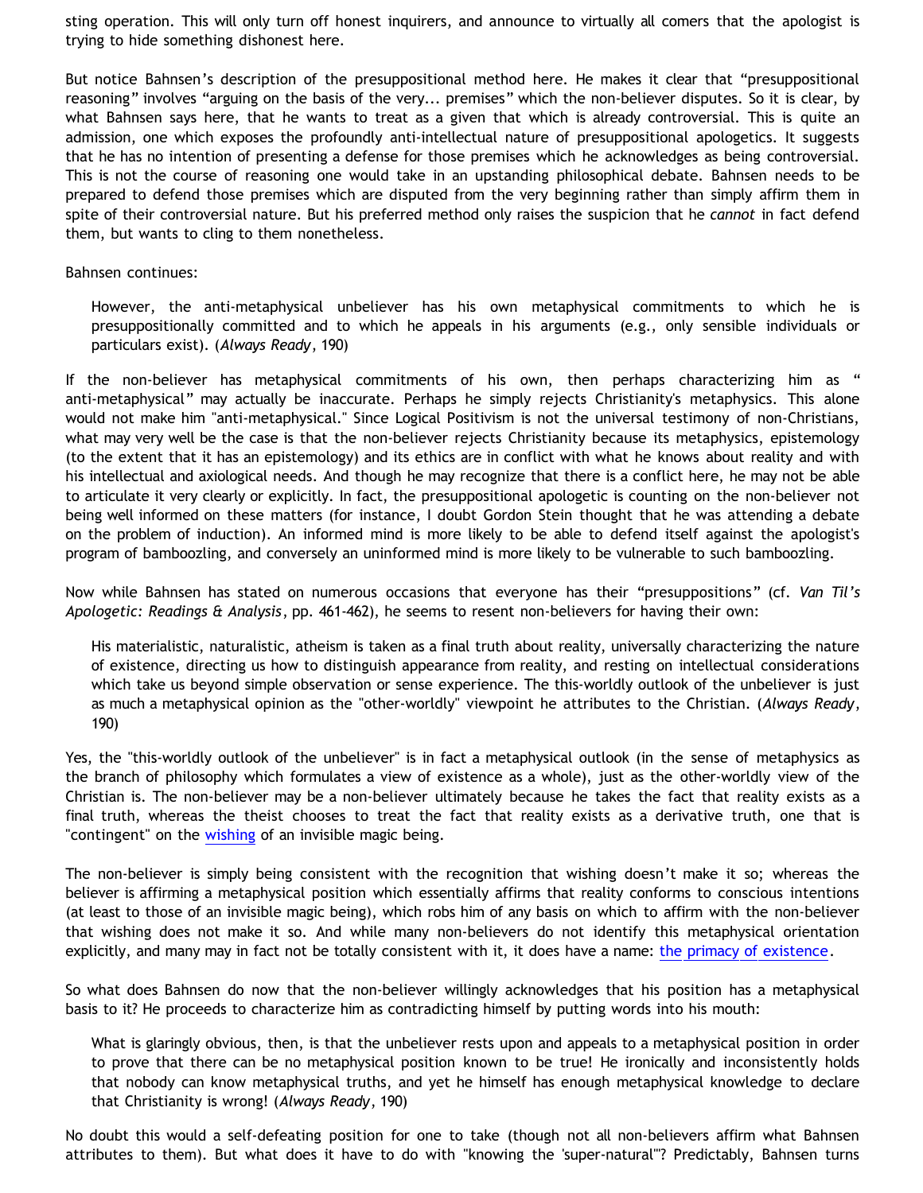sting operation. This will only turn off honest inquirers, and announce to virtually all comers that the apologist is trying to hide something dishonest here.

But notice Bahnsen's description of the presuppositional method here. He makes it clear that "presuppositional reasoning" involves "arguing on the basis of the very... premises" which the non-believer disputes. So it is clear, by what Bahnsen says here, that he wants to treat as a given that which is already controversial. This is quite an admission, one which exposes the profoundly anti-intellectual nature of presuppositional apologetics. It suggests that he has no intention of presenting a defense for those premises which he acknowledges as being controversial. This is not the course of reasoning one would take in an upstanding philosophical debate. Bahnsen needs to be prepared to defend those premises which are disputed from the very beginning rather than simply affirm them in spite of their controversial nature. But his preferred method only raises the suspicion that he *cannot* in fact defend them, but wants to cling to them nonetheless.

Bahnsen continues:

> However, the anti-metaphysical unbeliever has his own metaphysical commitments to which he is presuppositionally committed and to which he appeals in his arguments (e.g., only sensible individuals or particulars exist). (*Always Ready*, 190)

If the non-believer has metaphysical commitments of his own, then perhaps characterizing him as " anti-metaphysical" may actually be inaccurate. Perhaps he simply rejects Christianity's metaphysics. This alone would not make him "anti-metaphysical." Since Logical Positivism is not the universal testimony of non-Christians, what may very well be the case is that the non-believer rejects Christianity because its metaphysics, epistemology (to the extent that it has an epistemology) and its ethics are in conflict with what he knows about reality and with his intellectual and axiological needs. And though he may recognize that there is a conflict here, he may not be able to articulate it very clearly or explicitly. In fact, the presuppositional apologetic is counting on the non-believer not being well informed on these matters (for instance, I doubt Gordon Stein thought that he was attending a debate on the problem of induction). An informed mind is more likely to be able to defend itself against the apologist's program of bamboozling, and conversely an uninformed mind is more likely to be vulnerable to such bamboozling.

Now while Bahnsen has stated on numerous occasions that everyone has their "presuppositions" (cf. *Van Til's Apologetic: Readings & Analysis*, pp. 461-462), he seems to resent non-believers for having their own:

> His materialistic, naturalistic, atheism is taken as a final truth about reality, universally characterizing the nature of existence, directing us how to distinguish appearance from reality, and resting on intellectual considerations which take us beyond simple observation or sense experience. The this-worldly outlook of the unbeliever is just as much a metaphysical opinion as the "other-worldly" viewpoint he attributes to the Christian. (*Always Ready*, 190)

Yes, the "this-worldly outlook of the unbeliever" is in fact a metaphysical outlook (in the sense of metaphysics as the branch of philosophy which formulates a view of existence as a whole), just as the other-worldly view of the Christian is. The non-believer may be a non-believer ultimately because he takes the fact that reality exists as a final truth, whereas the theist chooses to treat the fact that reality exists as a derivative truth, one that is "contingent" on the wishing of an invisible magic being.

The non-believer is simply being consistent with the recognition that wishing doesn't make it so; whereas the believer is affirming a metaphysical position which essentially affirms that reality conforms to conscious intentions (at least to those of an invisible magic being), which robs him of any basis on which to affirm with the non-believer that wishing does not make it so. And while many non-believers do not identify this metaphysical orientation explicitly, and many may in fact not be totally consistent with it, it does have a name: the primacy of existence.

So what does Bahnsen do now that the non-believer willingly acknowledges that his position has a metaphysical basis to it? He proceeds to characterize him as contradicting himself by putting words into his mouth:

> What is glaringly obvious, then, is that the unbeliever rests upon and appeals to a metaphysical position in order to prove that there can be no metaphysical position known to be true! He ironically and inconsistently holds that nobody can know metaphysical truths, and yet he himself has enough metaphysical knowledge to declare that Christianity is wrong! (*Always Ready*, 190)

No doubt this would a self-defeating position for one to take (though not all non-believers affirm what Bahnsen attributes to them). But what does it have to do with "knowing the 'super-natural'"? Predictably, Bahnsen turns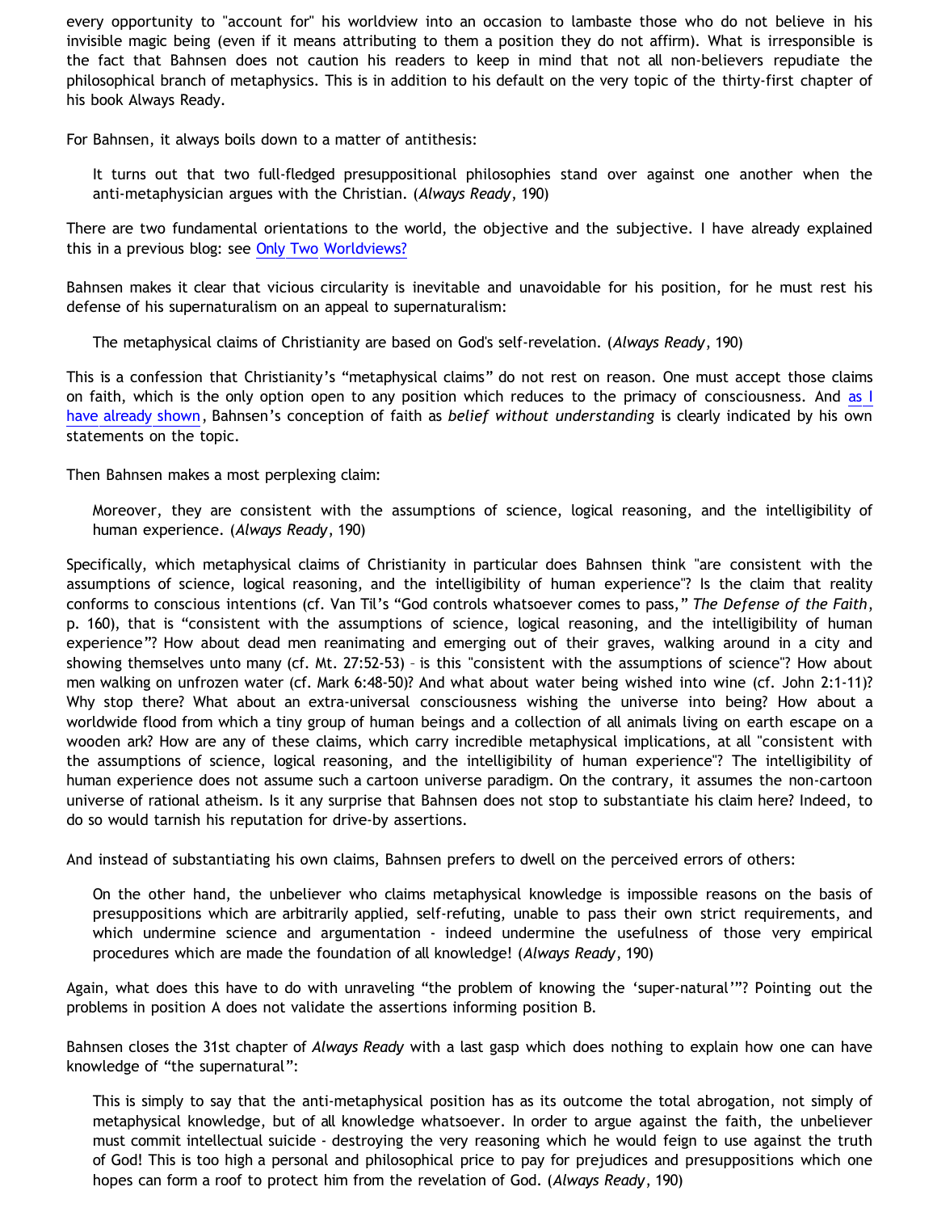every opportunity to "account for" his worldview into an occasion to lambaste those who do not believe in his invisible magic being (even if it means attributing to them a position they do not affirm). What is irresponsible is the fact that Bahnsen does not caution his readers to keep in mind that not all non-believers repudiate the philosophical branch of metaphysics. This is in addition to his default on the very topic of the thirty-first chapter of his book Always Ready.

For Bahnsen, it always boils down to a matter of antithesis:

> It turns out that two full-fledged presuppositional philosophies stand over against one another when the anti-metaphysician argues with the Christian. (*Always Ready*, 190)

There are two fundamental orientations to the world, the objective and the subjective. I have already explained this in a previous blog: see Only Two Worldviews?

Bahnsen makes it clear that vicious circularity is inevitable and unavoidable for his position, for he must rest his defense of his supernaturalism on an appeal to supernaturalism:

> The metaphysical claims of Christianity are based on God's self-revelation. (*Always Ready*, 190)

This is a confession that Christianity's "metaphysical claims" do not rest on reason. One must accept those claims on faith, which is the only option open to any position which reduces to the primacy of consciousness. And as I have already shown, Bahnsen's conception of faith as *belief without understanding* is clearly indicated by his own statements on the topic.

Then Bahnsen makes a most perplexing claim:

> Moreover, they are consistent with the assumptions of science, logical reasoning, and the intelligibility of human experience. (*Always Ready*, 190)

Specifically, which metaphysical claims of Christianity in particular does Bahnsen think "are consistent with the assumptions of science, logical reasoning, and the intelligibility of human experience"? Is the claim that reality conforms to conscious intentions (cf. Van Til's "God controls whatsoever comes to pass," *The Defense of the Faith*, p. 160), that is "consistent with the assumptions of science, logical reasoning, and the intelligibility of human experience"? How about dead men reanimating and emerging out of their graves, walking around in a city and showing themselves unto many (cf. Mt. 27:52-53) – is this "consistent with the assumptions of science"? How about men walking on unfrozen water (cf. Mark 6:48-50)? And what about water being wished into wine (cf. John 2:1-11)? Why stop there? What about an extra-universal consciousness wishing the universe into being? How about a worldwide flood from which a tiny group of human beings and a collection of all animals living on earth escape on a wooden ark? How are any of these claims, which carry incredible metaphysical implications, at all "consistent with the assumptions of science, logical reasoning, and the intelligibility of human experience"? The intelligibility of human experience does not assume such a cartoon universe paradigm. On the contrary, it assumes the non-cartoon universe of rational atheism. Is it any surprise that Bahnsen does not stop to substantiate his claim here? Indeed, to do so would tarnish his reputation for drive-by assertions.

And instead of substantiating his own claims, Bahnsen prefers to dwell on the perceived errors of others:

> On the other hand, the unbeliever who claims metaphysical knowledge is impossible reasons on the basis of presuppositions which are arbitrarily applied, self-refuting, unable to pass their own strict requirements, and which undermine science and argumentation - indeed undermine the usefulness of those very empirical procedures which are made the foundation of all knowledge! (*Always Ready*, 190)

Again, what does this have to do with unraveling "the problem of knowing the 'super-natural'"? Pointing out the problems in position A does not validate the assertions informing position B.

Bahnsen closes the 31st chapter of *Always Ready* with a last gasp which does nothing to explain how one can have knowledge of "the supernatural":

> This is simply to say that the anti-metaphysical position has as its outcome the total abrogation, not simply of metaphysical knowledge, but of all knowledge whatsoever. In order to argue against the faith, the unbeliever must commit intellectual suicide - destroying the very reasoning which he would feign to use against the truth of God! This is too high a personal and philosophical price to pay for prejudices and presuppositions which one hopes can form a roof to protect him from the revelation of God. (*Always Ready*, 190)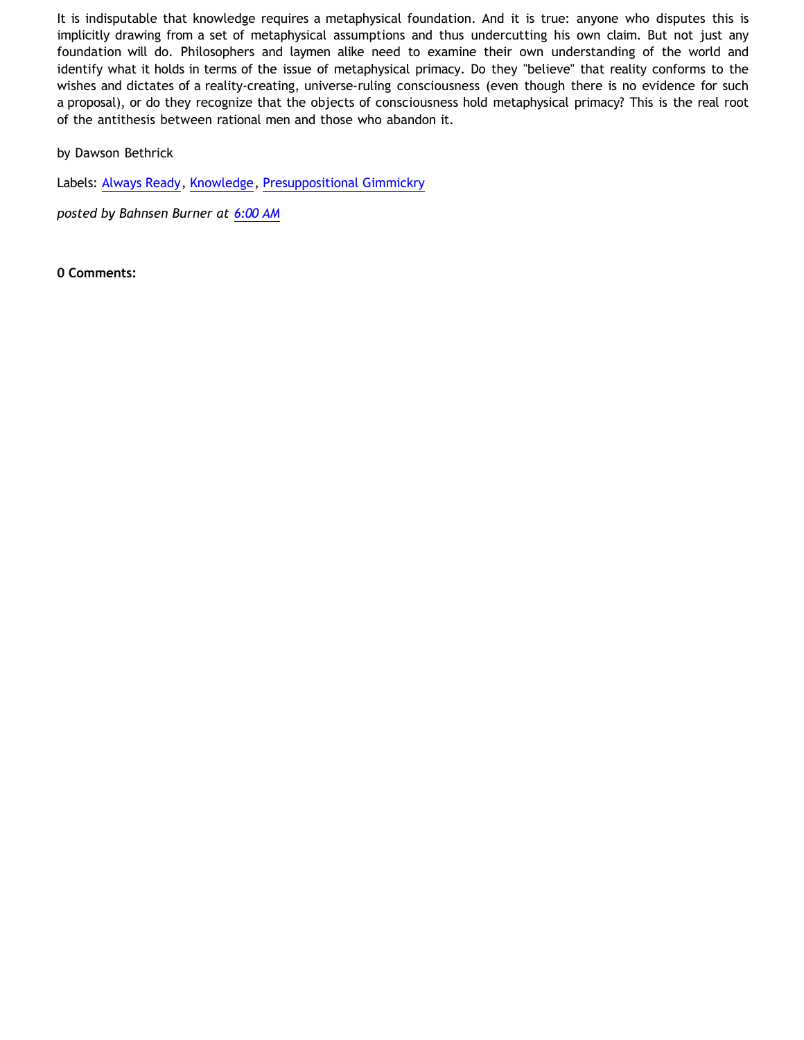It is indisputable that knowledge requires a metaphysical foundation. And it is true: anyone who disputes this is implicitly drawing from a set of metaphysical assumptions and thus undercutting his own claim. But not just any foundation will do. Philosophers and laymen alike need to examine their own understanding of the world and identify what it holds in terms of the issue of metaphysical primacy. Do they "believe" that reality conforms to the wishes and dictates of a reality-creating, universe-ruling consciousness (even though there is no evidence for such a proposal), or do they recognize that the objects of consciousness hold metaphysical primacy? This is the real root of the antithesis between rational men and those who abandon it.

by Dawson Bethrick

Labels: Always Ready, Knowledge, Presuppositional Gimmickry

*posted by Bahnsen Burner at 6:00 AM*

**0 Comments:**